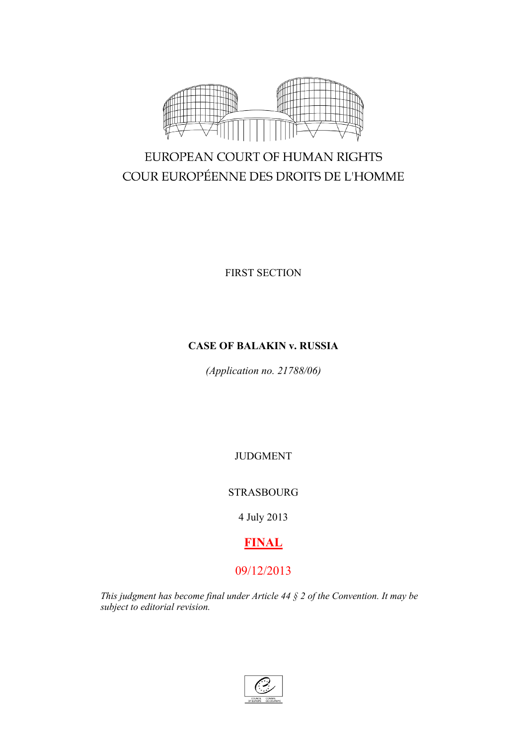EUROPEAN COURT OF HUMAN RIGHTS

COUR EUROPÉENNE DES DROITS DE L'HOMME

FIRST SECTION

**CASE OF BALAKIN v. RUSSIA**

*(Application no. 21788/06)*

JUDGMENT

STRASBOURG

4 July 2013

**FINAL**

09/12/2013

*This judgment has become final under Article 44 § 2 of the Convention. It may be subject to editorial revision.*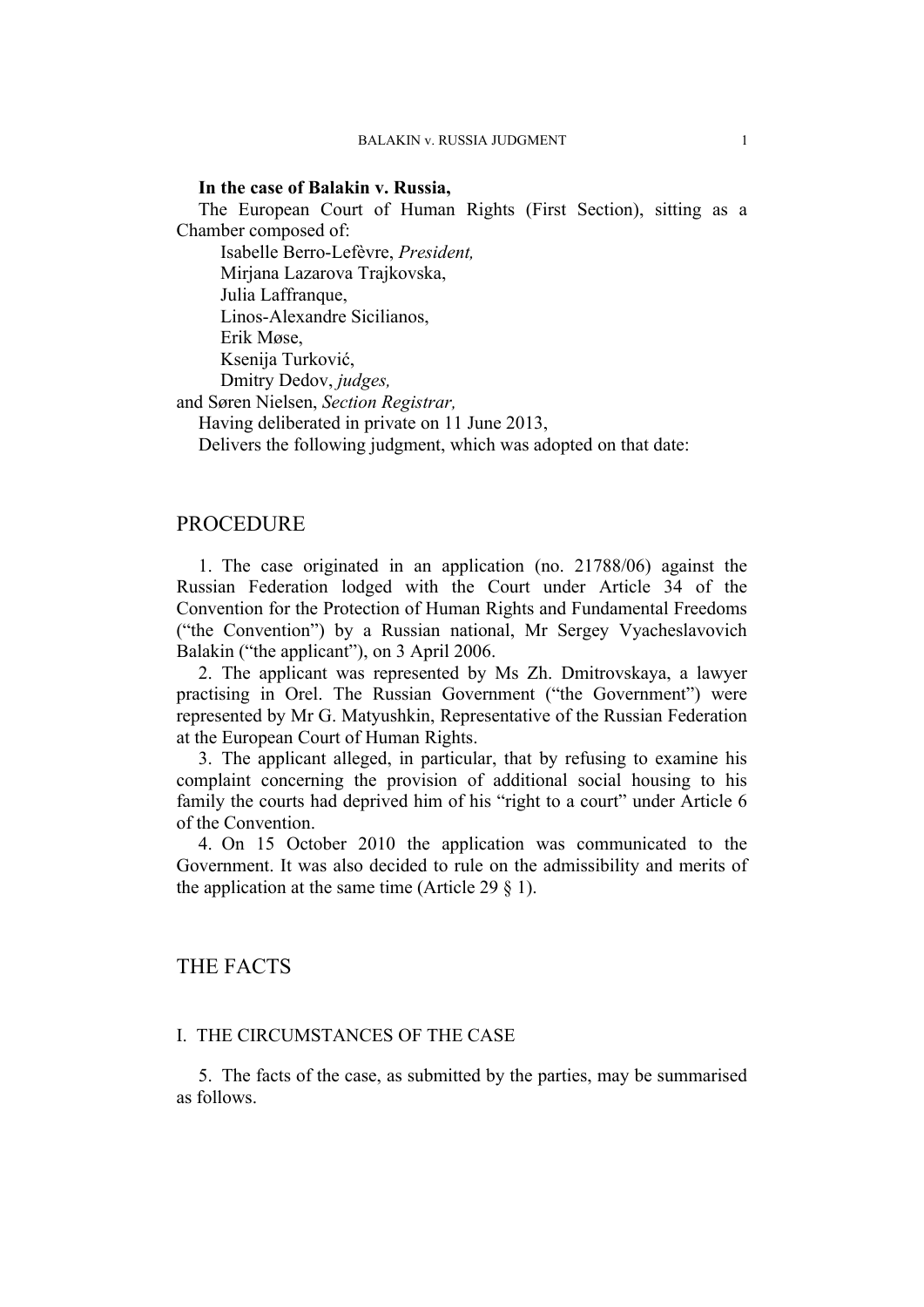**In the case of Balakin v. Russia,**

The European Court of Human Rights (First Section), sitting as a Chamber composed of:

Isabelle Berro-Lefèvre, *President,*
Mirjana Lazarova Trajkovska,
Julia Laffranque,
Linos-Alexandre Sicilianos,
Erik Møse,
Ksenija Turković,
Dmitry Dedov, *judges,*
and Søren Nielsen, *Section Registrar,*

Having deliberated in private on 11 June 2013,

Delivers the following judgment, which was adopted on that date:

# PROCEDURE

1. The case originated in an application (no. 21788/06) against the Russian Federation lodged with the Court under Article 34 of the Convention for the Protection of Human Rights and Fundamental Freedoms ("the Convention") by a Russian national, Mr Sergey Vyacheslavovich Balakin ("the applicant"), on 3 April 2006.

2. The applicant was represented by Ms Zh. Dmitrovskaya, a lawyer practising in Orel. The Russian Government ("the Government") were represented by Mr G. Matyushkin, Representative of the Russian Federation at the European Court of Human Rights.

3. The applicant alleged, in particular, that by refusing to examine his complaint concerning the provision of additional social housing to his family the courts had deprived him of his "right to a court" under Article 6 of the Convention.

4. On 15 October 2010 the application was communicated to the Government. It was also decided to rule on the admissibility and merits of the application at the same time (Article 29 § 1).

# THE FACTS

## I. THE CIRCUMSTANCES OF THE CASE

5. The facts of the case, as submitted by the parties, may be summarised as follows.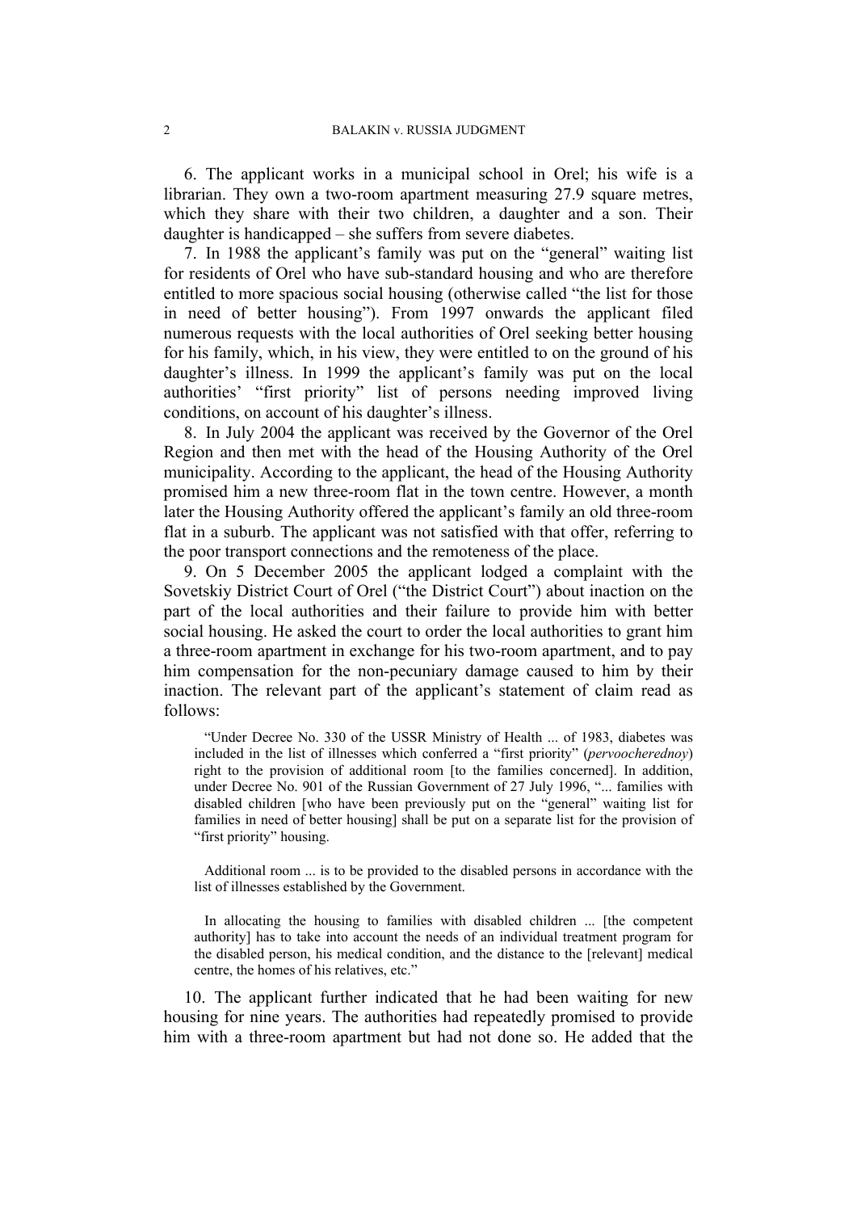6. The applicant works in a municipal school in Orel; his wife is a librarian. They own a two-room apartment measuring 27.9 square metres, which they share with their two children, a daughter and a son. Their daughter is handicapped – she suffers from severe diabetes.

7. In 1988 the applicant's family was put on the "general" waiting list for residents of Orel who have sub-standard housing and who are therefore entitled to more spacious social housing (otherwise called "the list for those in need of better housing"). From 1997 onwards the applicant filed numerous requests with the local authorities of Orel seeking better housing for his family, which, in his view, they were entitled to on the ground of his daughter's illness. In 1999 the applicant's family was put on the local authorities' "first priority" list of persons needing improved living conditions, on account of his daughter's illness.

8. In July 2004 the applicant was received by the Governor of the Orel Region and then met with the head of the Housing Authority of the Orel municipality. According to the applicant, the head of the Housing Authority promised him a new three-room flat in the town centre. However, a month later the Housing Authority offered the applicant's family an old three-room flat in a suburb. The applicant was not satisfied with that offer, referring to the poor transport connections and the remoteness of the place.

9. On 5 December 2005 the applicant lodged a complaint with the Sovetskiy District Court of Orel ("the District Court") about inaction on the part of the local authorities and their failure to provide him with better social housing. He asked the court to order the local authorities to grant him a three-room apartment in exchange for his two-room apartment, and to pay him compensation for the non-pecuniary damage caused to him by their inaction. The relevant part of the applicant's statement of claim read as follows:

> "Under Decree No. 330 of the USSR Ministry of Health ... of 1983, diabetes was included in the list of illnesses which conferred a "first priority" (*pervoocherednoy*) right to the provision of additional room [to the families concerned]. In addition, under Decree No. 901 of the Russian Government of 27 July 1996, "... families with disabled children [who have been previously put on the "general" waiting list for families in need of better housing] shall be put on a separate list for the provision of "first priority" housing.
>
> Additional room ... is to be provided to the disabled persons in accordance with the list of illnesses established by the Government.
>
> In allocating the housing to families with disabled children ... [the competent authority] has to take into account the needs of an individual treatment program for the disabled person, his medical condition, and the distance to the [relevant] medical centre, the homes of his relatives, etc."

10. The applicant further indicated that he had been waiting for new housing for nine years. The authorities had repeatedly promised to provide him with a three-room apartment but had not done so. He added that the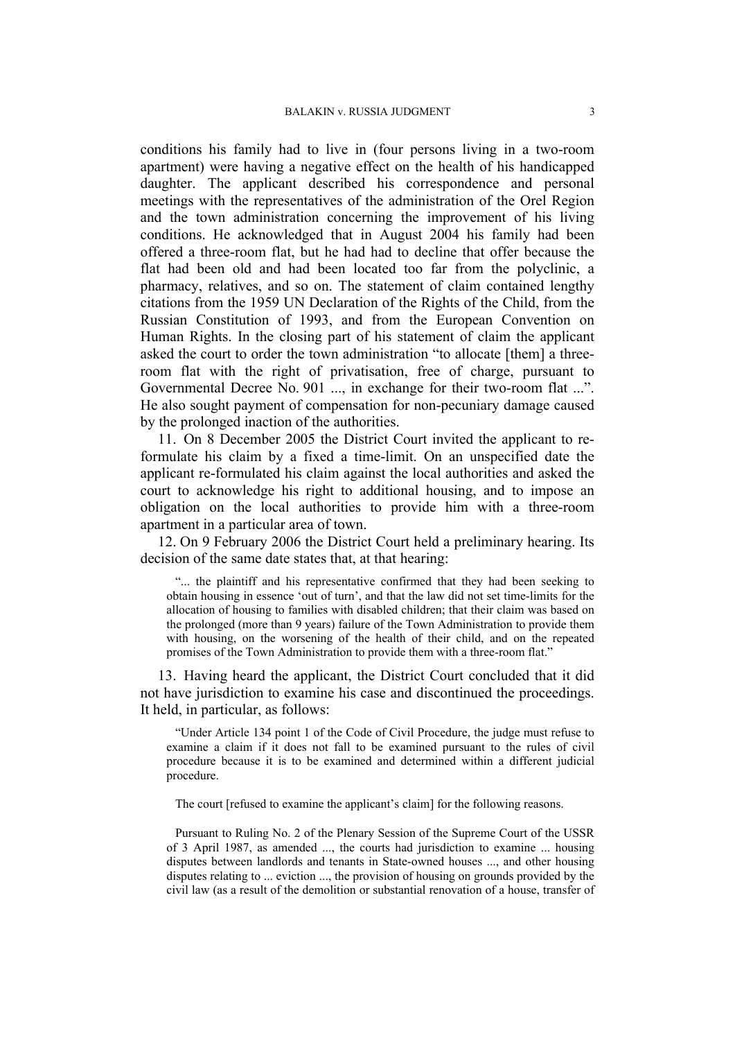conditions his family had to live in (four persons living in a two-room apartment) were having a negative effect on the health of his handicapped daughter. The applicant described his correspondence and personal meetings with the representatives of the administration of the Orel Region and the town administration concerning the improvement of his living conditions. He acknowledged that in August 2004 his family had been offered a three-room flat, but he had had to decline that offer because the flat had been old and had been located too far from the polyclinic, a pharmacy, relatives, and so on. The statement of claim contained lengthy citations from the 1959 UN Declaration of the Rights of the Child, from the Russian Constitution of 1993, and from the European Convention on Human Rights. In the closing part of his statement of claim the applicant asked the court to order the town administration "to allocate [them] a three-room flat with the right of privatisation, free of charge, pursuant to Governmental Decree No. 901 ..., in exchange for their two-room flat ...". He also sought payment of compensation for non-pecuniary damage caused by the prolonged inaction of the authorities.

11. On 8 December 2005 the District Court invited the applicant to re-formulate his claim by a fixed a time-limit. On an unspecified date the applicant re-formulated his claim against the local authorities and asked the court to acknowledge his right to additional housing, and to impose an obligation on the local authorities to provide him with a three-room apartment in a particular area of town.

12. On 9 February 2006 the District Court held a preliminary hearing. Its decision of the same date states that, at that hearing:

> "... the plaintiff and his representative confirmed that they had been seeking to obtain housing in essence 'out of turn', and that the law did not set time-limits for the allocation of housing to families with disabled children; that their claim was based on the prolonged (more than 9 years) failure of the Town Administration to provide them with housing, on the worsening of the health of their child, and on the repeated promises of the Town Administration to provide them with a three-room flat."

13. Having heard the applicant, the District Court concluded that it did not have jurisdiction to examine his case and discontinued the proceedings. It held, in particular, as follows:

> "Under Article 134 point 1 of the Code of Civil Procedure, the judge must refuse to examine a claim if it does not fall to be examined pursuant to the rules of civil procedure because it is to be examined and determined within a different judicial procedure.
>
> The court [refused to examine the applicant's claim] for the following reasons.
>
> Pursuant to Ruling No. 2 of the Plenary Session of the Supreme Court of the USSR of 3 April 1987, as amended ..., the courts had jurisdiction to examine ... housing disputes between landlords and tenants in State-owned houses ..., and other housing disputes relating to ... eviction ..., the provision of housing on grounds provided by the civil law (as a result of the demolition or substantial renovation of a house, transfer of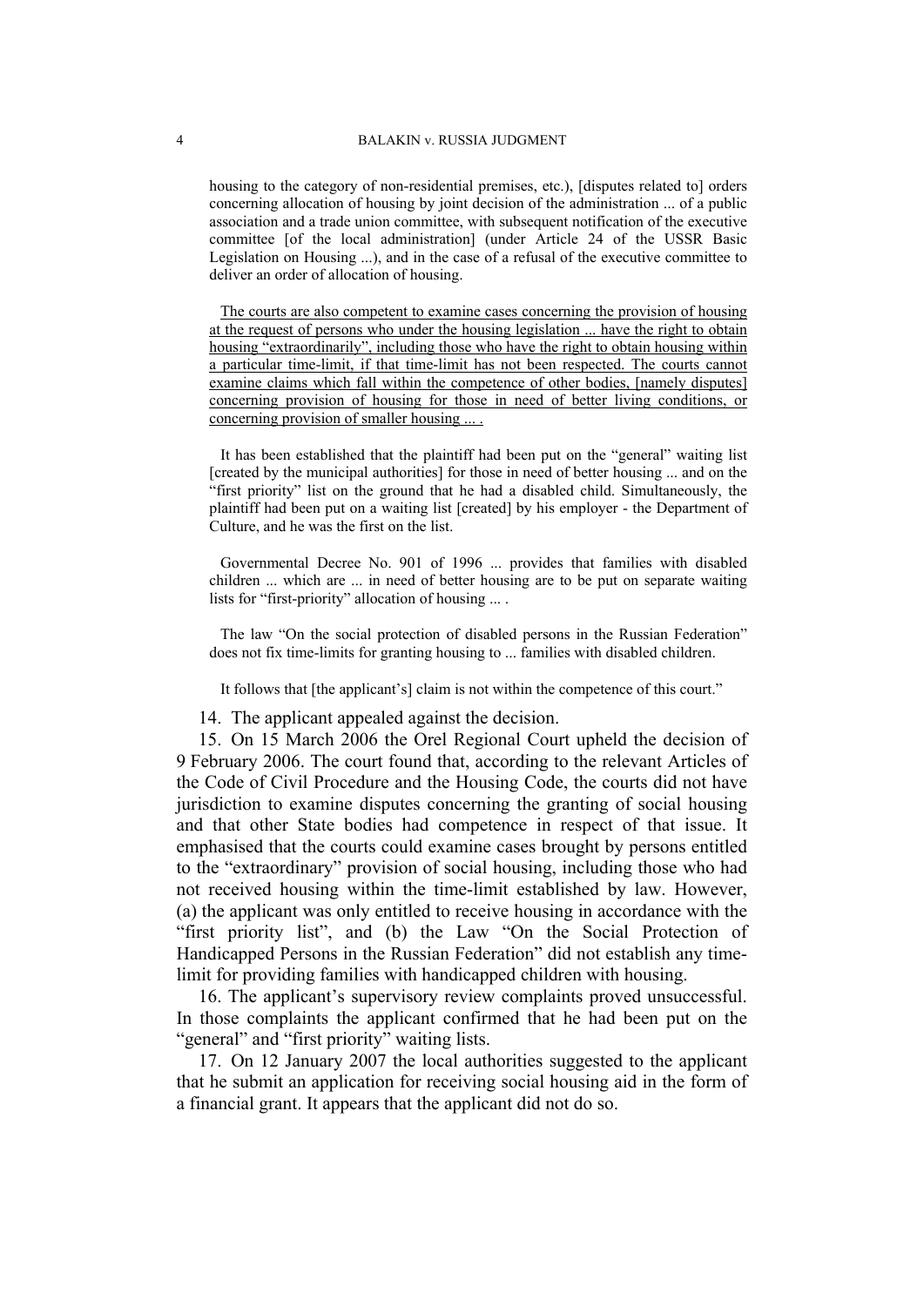> housing to the category of non-residential premises, etc.), [disputes related to] orders concerning allocation of housing by joint decision of the administration ... of a public association and a trade union committee, with subsequent notification of the executive committee [of the local administration] (under Article 24 of the USSR Basic Legislation on Housing ...), and in the case of a refusal of the executive committee to deliver an order of allocation of housing.
>
> <u>The courts are also competent to examine cases concerning the provision of housing at the request of persons who under the housing legislation ... have the right to obtain housing "extraordinarily", including those who have the right to obtain housing within a particular time-limit, if that time-limit has not been respected. The courts cannot examine claims which fall within the competence of other bodies, [namely disputes] concerning provision of housing for those in need of better living conditions, or concerning provision of smaller housing ... .</u>
>
> It has been established that the plaintiff had been put on the "general" waiting list [created by the municipal authorities] for those in need of better housing ... and on the "first priority" list on the ground that he had a disabled child. Simultaneously, the plaintiff had been put on a waiting list [created] by his employer - the Department of Culture, and he was the first on the list.
>
> Governmental Decree No. 901 of 1996 ... provides that families with disabled children ... which are ... in need of better housing are to be put on separate waiting lists for "first-priority" allocation of housing ... .
>
> The law "On the social protection of disabled persons in the Russian Federation" does not fix time-limits for granting housing to ... families with disabled children.
>
> It follows that [the applicant's] claim is not within the competence of this court."

14. The applicant appealed against the decision.

15. On 15 March 2006 the Orel Regional Court upheld the decision of 9 February 2006. The court found that, according to the relevant Articles of the Code of Civil Procedure and the Housing Code, the courts did not have jurisdiction to examine disputes concerning the granting of social housing and that other State bodies had competence in respect of that issue. It emphasised that the courts could examine cases brought by persons entitled to the "extraordinary" provision of social housing, including those who had not received housing within the time-limit established by law. However, (a) the applicant was only entitled to receive housing in accordance with the "first priority list", and (b) the Law "On the Social Protection of Handicapped Persons in the Russian Federation" did not establish any time-limit for providing families with handicapped children with housing.

16. The applicant's supervisory review complaints proved unsuccessful. In those complaints the applicant confirmed that he had been put on the "general" and "first priority" waiting lists.

17. On 12 January 2007 the local authorities suggested to the applicant that he submit an application for receiving social housing aid in the form of a financial grant. It appears that the applicant did not do so.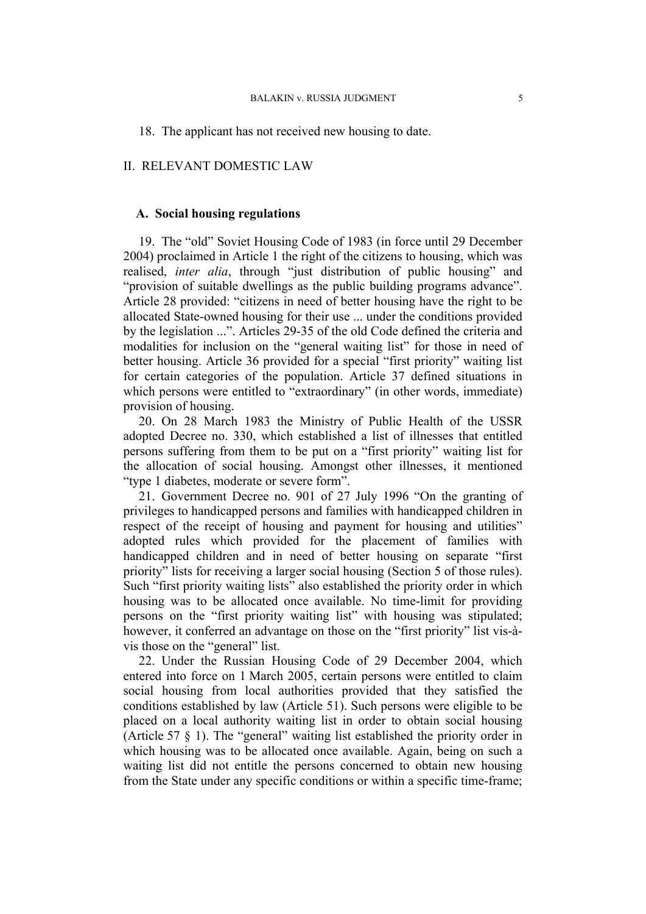18. The applicant has not received new housing to date.

## II. RELEVANT DOMESTIC LAW

### A. Social housing regulations

19. The "old" Soviet Housing Code of 1983 (in force until 29 December 2004) proclaimed in Article 1 the right of the citizens to housing, which was realised, *inter alia*, through "just distribution of public housing" and "provision of suitable dwellings as the public building programs advance". Article 28 provided: "citizens in need of better housing have the right to be allocated State-owned housing for their use ... under the conditions provided by the legislation ...". Articles 29-35 of the old Code defined the criteria and modalities for inclusion on the "general waiting list" for those in need of better housing. Article 36 provided for a special "first priority" waiting list for certain categories of the population. Article 37 defined situations in which persons were entitled to "extraordinary" (in other words, immediate) provision of housing.

20. On 28 March 1983 the Ministry of Public Health of the USSR adopted Decree no. 330, which established a list of illnesses that entitled persons suffering from them to be put on a "first priority" waiting list for the allocation of social housing. Amongst other illnesses, it mentioned "type 1 diabetes, moderate or severe form".

21. Government Decree no. 901 of 27 July 1996 "On the granting of privileges to handicapped persons and families with handicapped children in respect of the receipt of housing and payment for housing and utilities" adopted rules which provided for the placement of families with handicapped children and in need of better housing on separate "first priority" lists for receiving a larger social housing (Section 5 of those rules). Such "first priority waiting lists" also established the priority order in which housing was to be allocated once available. No time-limit for providing persons on the "first priority waiting list" with housing was stipulated; however, it conferred an advantage on those on the "first priority" list vis-à-vis those on the "general" list.

22. Under the Russian Housing Code of 29 December 2004, which entered into force on 1 March 2005, certain persons were entitled to claim social housing from local authorities provided that they satisfied the conditions established by law (Article 51). Such persons were eligible to be placed on a local authority waiting list in order to obtain social housing (Article 57 § 1). The "general" waiting list established the priority order in which housing was to be allocated once available. Again, being on such a waiting list did not entitle the persons concerned to obtain new housing from the State under any specific conditions or within a specific time-frame;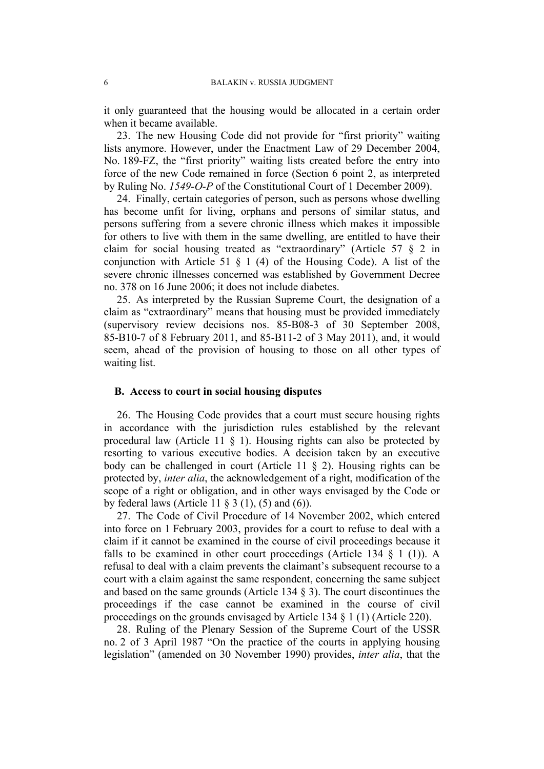it only guaranteed that the housing would be allocated in a certain order when it became available.

23. The new Housing Code did not provide for "first priority" waiting lists anymore. However, under the Enactment Law of 29 December 2004, No. 189-FZ, the "first priority" waiting lists created before the entry into force of the new Code remained in force (Section 6 point 2, as interpreted by Ruling No. *1549-O-P* of the Constitutional Court of 1 December 2009).

24. Finally, certain categories of person, such as persons whose dwelling has become unfit for living, orphans and persons of similar status, and persons suffering from a severe chronic illness which makes it impossible for others to live with them in the same dwelling, are entitled to have their claim for social housing treated as "extraordinary" (Article 57 § 2 in conjunction with Article 51 § 1 (4) of the Housing Code). A list of the severe chronic illnesses concerned was established by Government Decree no. 378 on 16 June 2006; it does not include diabetes.

25. As interpreted by the Russian Supreme Court, the designation of a claim as "extraordinary" means that housing must be provided immediately (supervisory review decisions nos. 85-B08-3 of 30 September 2008, 85-B10-7 of 8 February 2011, and 85-B11-2 of 3 May 2011), and, it would seem, ahead of the provision of housing to those on all other types of waiting list.

### B. Access to court in social housing disputes

26. The Housing Code provides that a court must secure housing rights in accordance with the jurisdiction rules established by the relevant procedural law (Article 11 § 1). Housing rights can also be protected by resorting to various executive bodies. A decision taken by an executive body can be challenged in court (Article 11 § 2). Housing rights can be protected by, *inter alia*, the acknowledgement of a right, modification of the scope of a right or obligation, and in other ways envisaged by the Code or by federal laws (Article 11 § 3 (1), (5) and (6)).

27. The Code of Civil Procedure of 14 November 2002, which entered into force on 1 February 2003, provides for a court to refuse to deal with a claim if it cannot be examined in the course of civil proceedings because it falls to be examined in other court proceedings (Article 134 § 1 (1)). A refusal to deal with a claim prevents the claimant's subsequent recourse to a court with a claim against the same respondent, concerning the same subject and based on the same grounds (Article 134 § 3). The court discontinues the proceedings if the case cannot be examined in the course of civil proceedings on the grounds envisaged by Article 134 § 1 (1) (Article 220).

28. Ruling of the Plenary Session of the Supreme Court of the USSR no. 2 of 3 April 1987 "On the practice of the courts in applying housing legislation" (amended on 30 November 1990) provides, *inter alia*, that the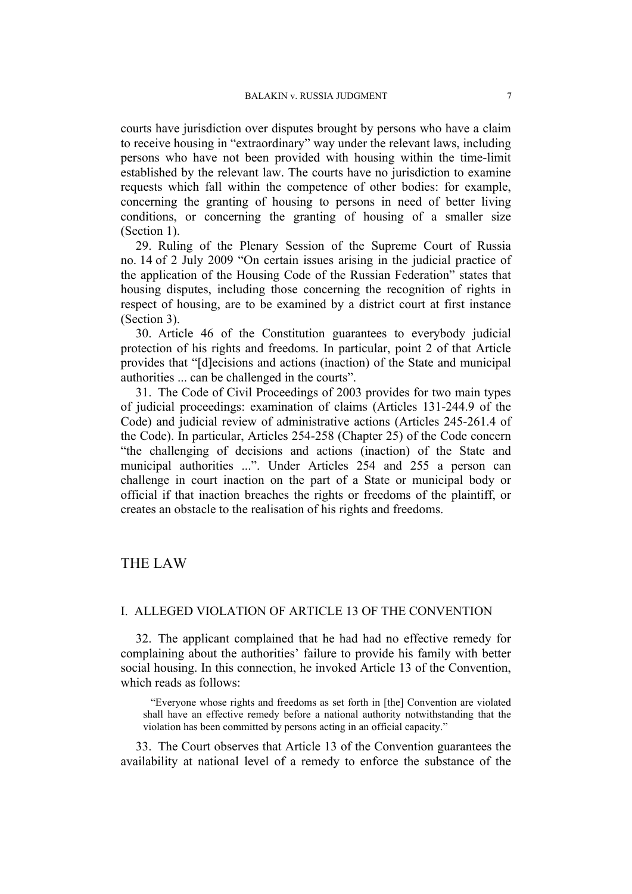courts have jurisdiction over disputes brought by persons who have a claim to receive housing in "extraordinary" way under the relevant laws, including persons who have not been provided with housing within the time-limit established by the relevant law. The courts have no jurisdiction to examine requests which fall within the competence of other bodies: for example, concerning the granting of housing to persons in need of better living conditions, or concerning the granting of housing of a smaller size (Section 1).

29. Ruling of the Plenary Session of the Supreme Court of Russia no. 14 of 2 July 2009 "On certain issues arising in the judicial practice of the application of the Housing Code of the Russian Federation" states that housing disputes, including those concerning the recognition of rights in respect of housing, are to be examined by a district court at first instance (Section 3).

30. Article 46 of the Constitution guarantees to everybody judicial protection of his rights and freedoms. In particular, point 2 of that Article provides that "[d]ecisions and actions (inaction) of the State and municipal authorities ... can be challenged in the courts".

31. The Code of Civil Proceedings of 2003 provides for two main types of judicial proceedings: examination of claims (Articles 131-244.9 of the Code) and judicial review of administrative actions (Articles 245-261.4 of the Code). In particular, Articles 254-258 (Chapter 25) of the Code concern "the challenging of decisions and actions (inaction) of the State and municipal authorities ...". Under Articles 254 and 255 a person can challenge in court inaction on the part of a State or municipal body or official if that inaction breaches the rights or freedoms of the plaintiff, or creates an obstacle to the realisation of his rights and freedoms.

# THE LAW

## I. ALLEGED VIOLATION OF ARTICLE 13 OF THE CONVENTION

32. The applicant complained that he had had no effective remedy for complaining about the authorities' failure to provide his family with better social housing. In this connection, he invoked Article 13 of the Convention, which reads as follows:

> "Everyone whose rights and freedoms as set forth in [the] Convention are violated shall have an effective remedy before a national authority notwithstanding that the violation has been committed by persons acting in an official capacity."

33. The Court observes that Article 13 of the Convention guarantees the availability at national level of a remedy to enforce the substance of the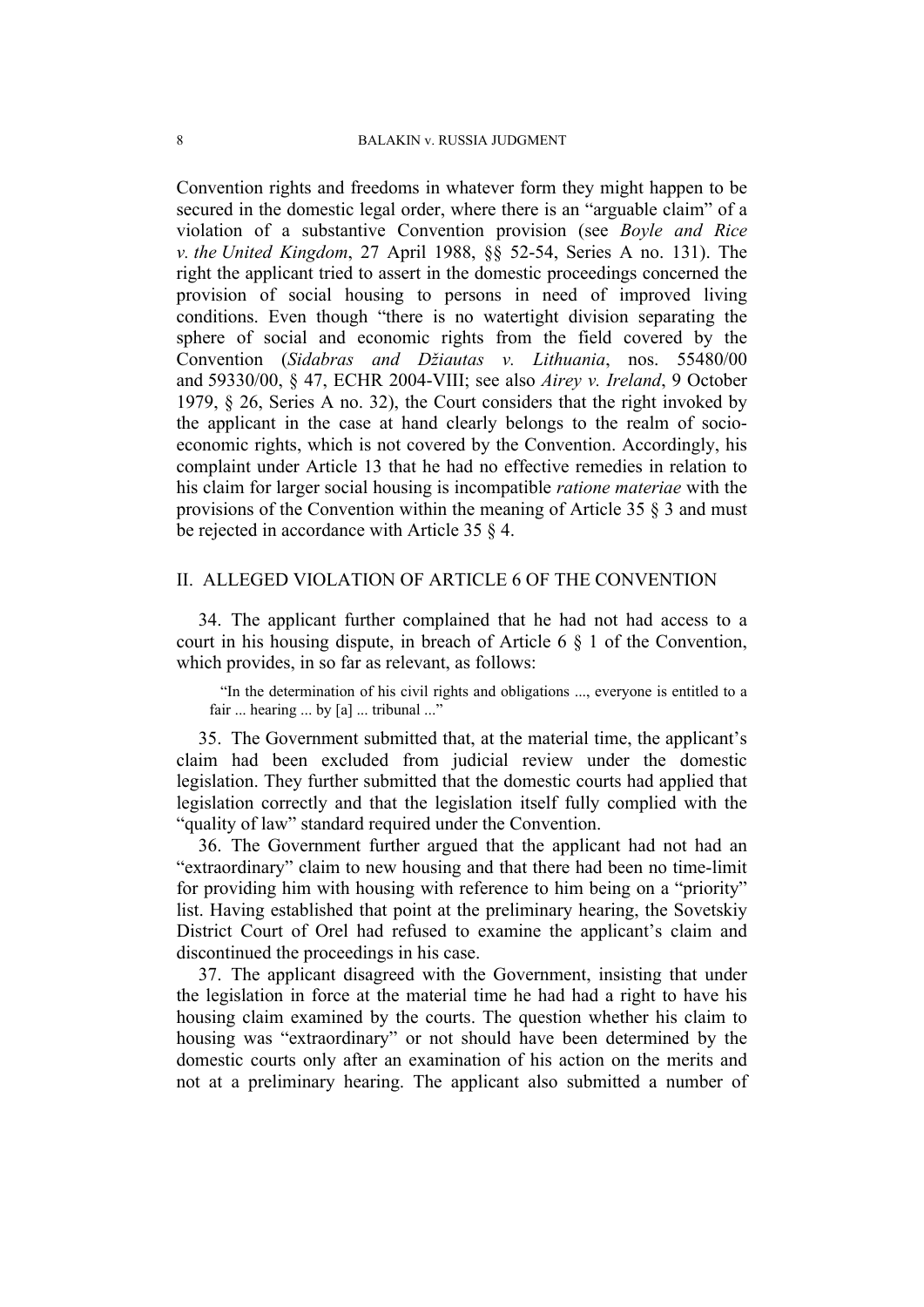Convention rights and freedoms in whatever form they might happen to be secured in the domestic legal order, where there is an "arguable claim" of a violation of a substantive Convention provision (see *Boyle and Rice v. the United Kingdom*, 27 April 1988, §§ 52-54, Series A no. 131). The right the applicant tried to assert in the domestic proceedings concerned the provision of social housing to persons in need of improved living conditions. Even though "there is no watertight division separating the sphere of social and economic rights from the field covered by the Convention (*Sidabras and Džiautas v. Lithuania*, nos. 55480/00 and 59330/00, § 47, ECHR 2004-VIII; see also *Airey v. Ireland*, 9 October 1979, § 26, Series A no. 32), the Court considers that the right invoked by the applicant in the case at hand clearly belongs to the realm of socio-economic rights, which is not covered by the Convention. Accordingly, his complaint under Article 13 that he had no effective remedies in relation to his claim for larger social housing is incompatible *ratione materiae* with the provisions of the Convention within the meaning of Article 35 § 3 and must be rejected in accordance with Article 35 § 4.

## II. ALLEGED VIOLATION OF ARTICLE 6 OF THE CONVENTION

34. The applicant further complained that he had not had access to a court in his housing dispute, in breach of Article 6 § 1 of the Convention, which provides, in so far as relevant, as follows:

> "In the determination of his civil rights and obligations ..., everyone is entitled to a fair ... hearing ... by [a] ... tribunal ..."

35. The Government submitted that, at the material time, the applicant's claim had been excluded from judicial review under the domestic legislation. They further submitted that the domestic courts had applied that legislation correctly and that the legislation itself fully complied with the "quality of law" standard required under the Convention.

36. The Government further argued that the applicant had not had an "extraordinary" claim to new housing and that there had been no time-limit for providing him with housing with reference to him being on a "priority" list. Having established that point at the preliminary hearing, the Sovetskiy District Court of Orel had refused to examine the applicant's claim and discontinued the proceedings in his case.

37. The applicant disagreed with the Government, insisting that under the legislation in force at the material time he had had a right to have his housing claim examined by the courts. The question whether his claim to housing was "extraordinary" or not should have been determined by the domestic courts only after an examination of his action on the merits and not at a preliminary hearing. The applicant also submitted a number of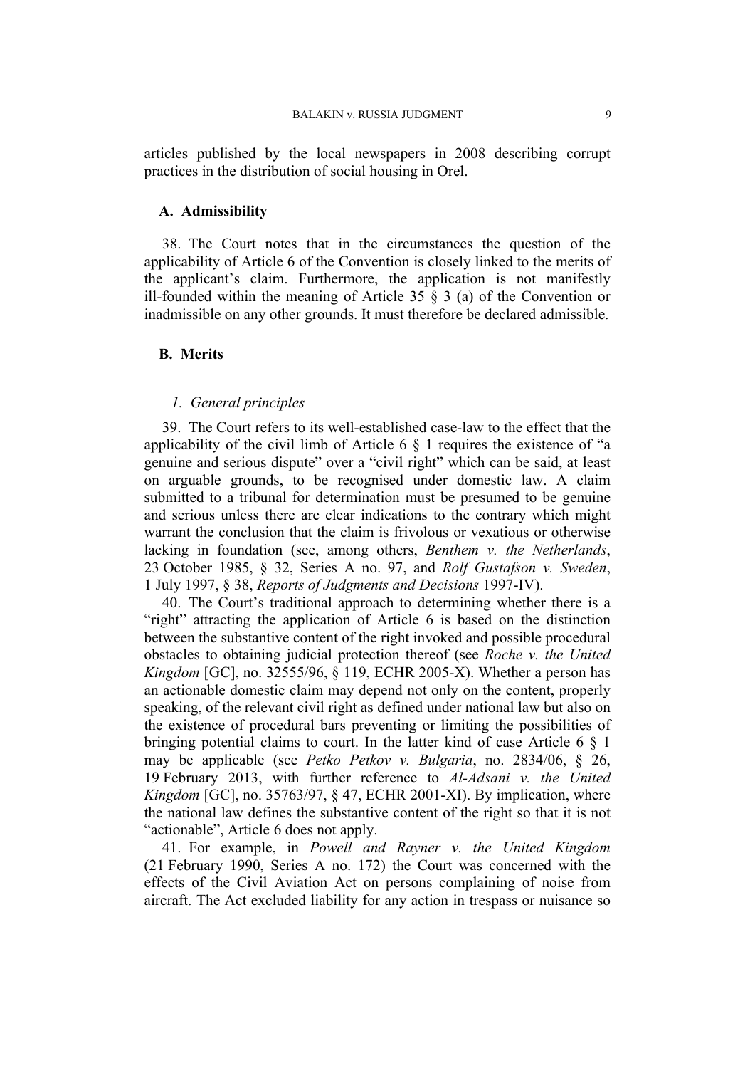articles published by the local newspapers in 2008 describing corrupt practices in the distribution of social housing in Orel.

### A. Admissibility

38. The Court notes that in the circumstances the question of the applicability of Article 6 of the Convention is closely linked to the merits of the applicant's claim. Furthermore, the application is not manifestly ill-founded within the meaning of Article 35 § 3 (a) of the Convention or inadmissible on any other grounds. It must therefore be declared admissible.

### B. Merits

#### *1. General principles*

39. The Court refers to its well-established case-law to the effect that the applicability of the civil limb of Article 6 § 1 requires the existence of "a genuine and serious dispute" over a "civil right" which can be said, at least on arguable grounds, to be recognised under domestic law. A claim submitted to a tribunal for determination must be presumed to be genuine and serious unless there are clear indications to the contrary which might warrant the conclusion that the claim is frivolous or vexatious or otherwise lacking in foundation (see, among others, *Benthem v. the Netherlands*, 23 October 1985, § 32, Series A no. 97, and *Rolf Gustafson v. Sweden*, 1 July 1997, § 38, *Reports of Judgments and Decisions* 1997-IV).

40. The Court's traditional approach to determining whether there is a "right" attracting the application of Article 6 is based on the distinction between the substantive content of the right invoked and possible procedural obstacles to obtaining judicial protection thereof (see *Roche v. the United Kingdom* [GC], no. 32555/96, § 119, ECHR 2005-X). Whether a person has an actionable domestic claim may depend not only on the content, properly speaking, of the relevant civil right as defined under national law but also on the existence of procedural bars preventing or limiting the possibilities of bringing potential claims to court. In the latter kind of case Article 6 § 1 may be applicable (see *Petko Petkov v. Bulgaria*, no. 2834/06, § 26, 19 February 2013, with further reference to *Al-Adsani v. the United Kingdom* [GC], no. 35763/97, § 47, ECHR 2001-XI). By implication, where the national law defines the substantive content of the right so that it is not "actionable", Article 6 does not apply.

41. For example, in *Powell and Rayner v. the United Kingdom* (21 February 1990, Series A no. 172) the Court was concerned with the effects of the Civil Aviation Act on persons complaining of noise from aircraft. The Act excluded liability for any action in trespass or nuisance so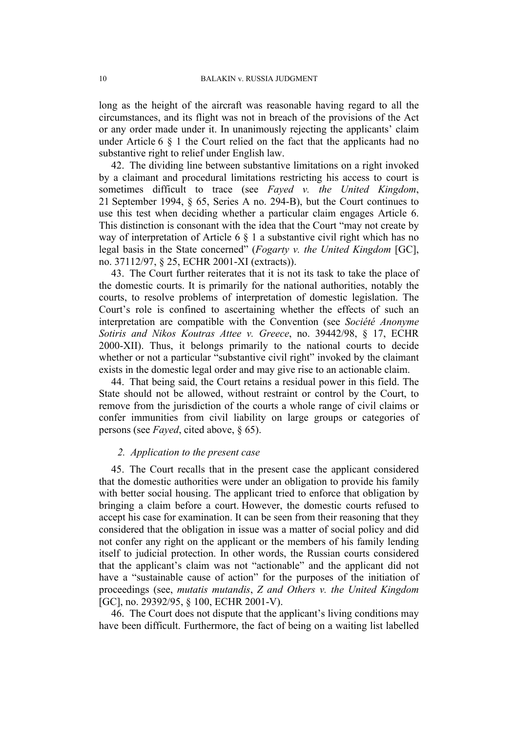long as the height of the aircraft was reasonable having regard to all the circumstances, and its flight was not in breach of the provisions of the Act or any order made under it. In unanimously rejecting the applicants' claim under Article 6 § 1 the Court relied on the fact that the applicants had no substantive right to relief under English law.

42. The dividing line between substantive limitations on a right invoked by a claimant and procedural limitations restricting his access to court is sometimes difficult to trace (see *Fayed v. the United Kingdom*, 21 September 1994, § 65, Series A no. 294-B), but the Court continues to use this test when deciding whether a particular claim engages Article 6. This distinction is consonant with the idea that the Court "may not create by way of interpretation of Article 6 § 1 a substantive civil right which has no legal basis in the State concerned" (*Fogarty v. the United Kingdom* [GC], no. 37112/97, § 25, ECHR 2001-XI (extracts)).

43. The Court further reiterates that it is not its task to take the place of the domestic courts. It is primarily for the national authorities, notably the courts, to resolve problems of interpretation of domestic legislation. The Court's role is confined to ascertaining whether the effects of such an interpretation are compatible with the Convention (see *Société Anonyme Sotiris and Nikos Koutras Attee v. Greece*, no. 39442/98, § 17, ECHR 2000-XII). Thus, it belongs primarily to the national courts to decide whether or not a particular "substantive civil right" invoked by the claimant exists in the domestic legal order and may give rise to an actionable claim.

44. That being said, the Court retains a residual power in this field. The State should not be allowed, without restraint or control by the Court, to remove from the jurisdiction of the courts a whole range of civil claims or confer immunities from civil liability on large groups or categories of persons (see *Fayed*, cited above, § 65).

*2. Application to the present case*

45. The Court recalls that in the present case the applicant considered that the domestic authorities were under an obligation to provide his family with better social housing. The applicant tried to enforce that obligation by bringing a claim before a court. However, the domestic courts refused to accept his case for examination. It can be seen from their reasoning that they considered that the obligation in issue was a matter of social policy and did not confer any right on the applicant or the members of his family lending itself to judicial protection. In other words, the Russian courts considered that the applicant's claim was not "actionable" and the applicant did not have a "sustainable cause of action" for the purposes of the initiation of proceedings (see, *mutatis mutandis*, *Z and Others v. the United Kingdom* [GC], no. 29392/95, § 100, ECHR 2001-V).

46. The Court does not dispute that the applicant's living conditions may have been difficult. Furthermore, the fact of being on a waiting list labelled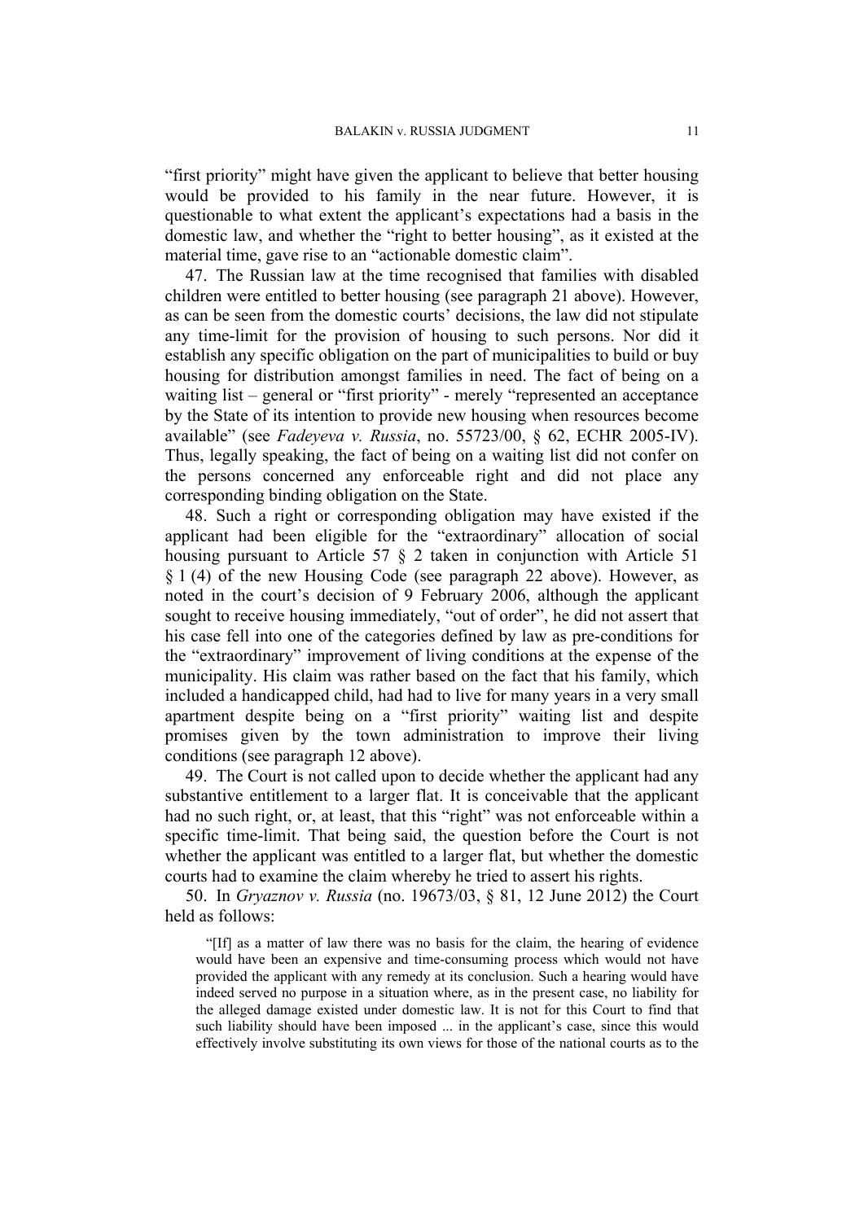"first priority" might have given the applicant to believe that better housing would be provided to his family in the near future. However, it is questionable to what extent the applicant's expectations had a basis in the domestic law, and whether the "right to better housing", as it existed at the material time, gave rise to an "actionable domestic claim".

47. The Russian law at the time recognised that families with disabled children were entitled to better housing (see paragraph 21 above). However, as can be seen from the domestic courts' decisions, the law did not stipulate any time-limit for the provision of housing to such persons. Nor did it establish any specific obligation on the part of municipalities to build or buy housing for distribution amongst families in need. The fact of being on a waiting list – general or "first priority" - merely "represented an acceptance by the State of its intention to provide new housing when resources become available" (see *Fadeyeva v. Russia*, no. 55723/00, § 62, ECHR 2005-IV). Thus, legally speaking, the fact of being on a waiting list did not confer on the persons concerned any enforceable right and did not place any corresponding binding obligation on the State.

48. Such a right or corresponding obligation may have existed if the applicant had been eligible for the "extraordinary" allocation of social housing pursuant to Article 57 § 2 taken in conjunction with Article 51 § 1 (4) of the new Housing Code (see paragraph 22 above). However, as noted in the court's decision of 9 February 2006, although the applicant sought to receive housing immediately, "out of order", he did not assert that his case fell into one of the categories defined by law as pre-conditions for the "extraordinary" improvement of living conditions at the expense of the municipality. His claim was rather based on the fact that his family, which included a handicapped child, had had to live for many years in a very small apartment despite being on a "first priority" waiting list and despite promises given by the town administration to improve their living conditions (see paragraph 12 above).

49. The Court is not called upon to decide whether the applicant had any substantive entitlement to a larger flat. It is conceivable that the applicant had no such right, or, at least, that this "right" was not enforceable within a specific time-limit. That being said, the question before the Court is not whether the applicant was entitled to a larger flat, but whether the domestic courts had to examine the claim whereby he tried to assert his rights.

50. In *Gryaznov v. Russia* (no. 19673/03, § 81, 12 June 2012) the Court held as follows:

> "[If] as a matter of law there was no basis for the claim, the hearing of evidence would have been an expensive and time-consuming process which would not have provided the applicant with any remedy at its conclusion. Such a hearing would have indeed served no purpose in a situation where, as in the present case, no liability for the alleged damage existed under domestic law. It is not for this Court to find that such liability should have been imposed ... in the applicant's case, since this would effectively involve substituting its own views for those of the national courts as to the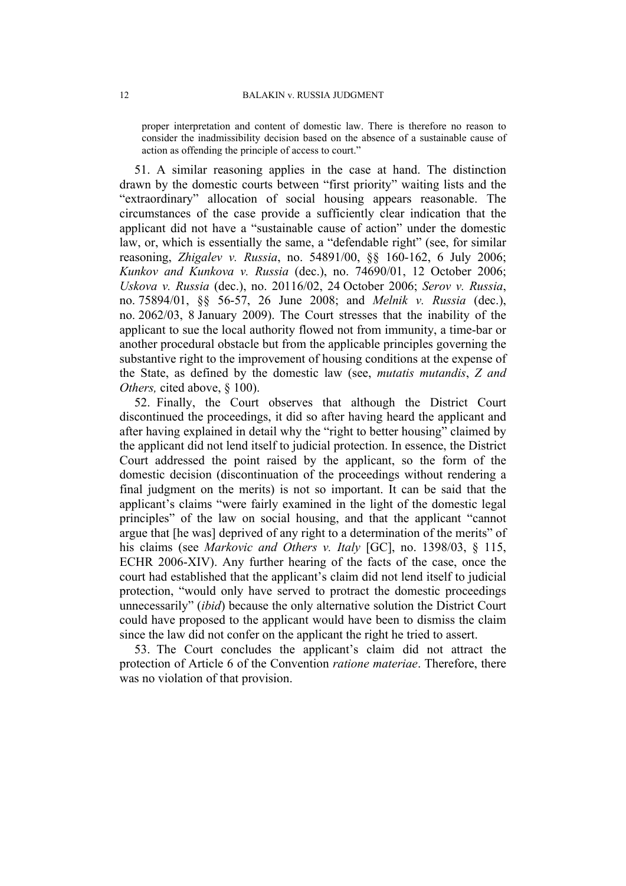> proper interpretation and content of domestic law. There is therefore no reason to consider the inadmissibility decision based on the absence of a sustainable cause of action as offending the principle of access to court."

51. A similar reasoning applies in the case at hand. The distinction drawn by the domestic courts between "first priority" waiting lists and the "extraordinary" allocation of social housing appears reasonable. The circumstances of the case provide a sufficiently clear indication that the applicant did not have a "sustainable cause of action" under the domestic law, or, which is essentially the same, a "defendable right" (see, for similar reasoning, *Zhigalev v. Russia*, no. 54891/00, §§ 160-162, 6 July 2006; *Kunkov and Kunkova v. Russia* (dec.), no. 74690/01, 12 October 2006; *Uskova v. Russia* (dec.), no. 20116/02, 24 October 2006; *Serov v. Russia*, no. 75894/01, §§ 56-57, 26 June 2008; and *Melnik v. Russia* (dec.), no. 2062/03, 8 January 2009). The Court stresses that the inability of the applicant to sue the local authority flowed not from immunity, a time-bar or another procedural obstacle but from the applicable principles governing the substantive right to the improvement of housing conditions at the expense of the State, as defined by the domestic law (see, *mutatis mutandis*, *Z and Others,* cited above, § 100).

52. Finally, the Court observes that although the District Court discontinued the proceedings, it did so after having heard the applicant and after having explained in detail why the "right to better housing" claimed by the applicant did not lend itself to judicial protection. In essence, the District Court addressed the point raised by the applicant, so the form of the domestic decision (discontinuation of the proceedings without rendering a final judgment on the merits) is not so important. It can be said that the applicant's claims "were fairly examined in the light of the domestic legal principles" of the law on social housing, and that the applicant "cannot argue that [he was] deprived of any right to a determination of the merits" of his claims (see *Markovic and Others v. Italy* [GC], no. 1398/03, § 115, ECHR 2006-XIV). Any further hearing of the facts of the case, once the court had established that the applicant's claim did not lend itself to judicial protection, "would only have served to protract the domestic proceedings unnecessarily" (*ibid*) because the only alternative solution the District Court could have proposed to the applicant would have been to dismiss the claim since the law did not confer on the applicant the right he tried to assert.

53. The Court concludes the applicant's claim did not attract the protection of Article 6 of the Convention *ratione materiae*. Therefore, there was no violation of that provision.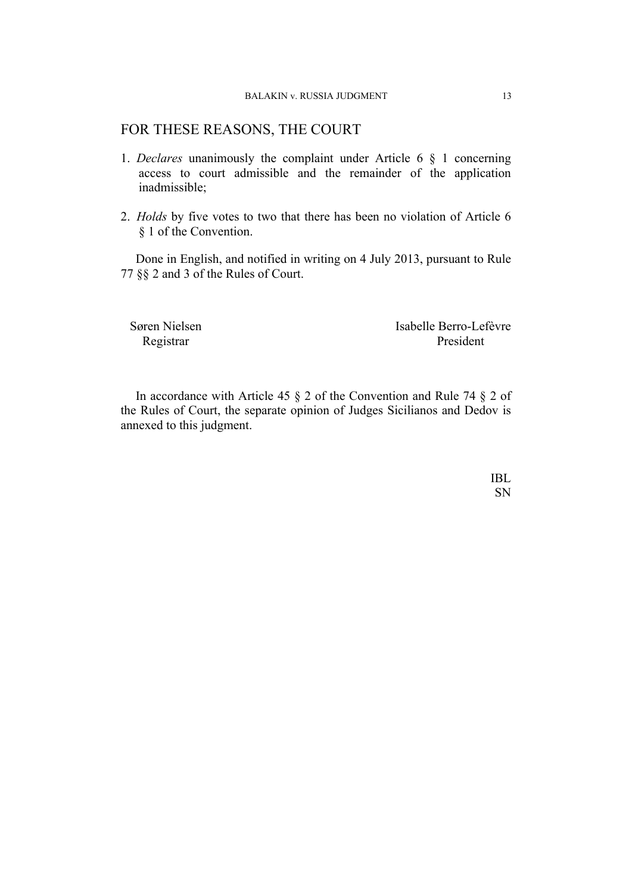## FOR THESE REASONS, THE COURT

1. *Declares* unanimously the complaint under Article 6 § 1 concerning access to court admissible and the remainder of the application inadmissible;

2. *Holds* by five votes to two that there has been no violation of Article 6 § 1 of the Convention.

Done in English, and notified in writing on 4 July 2013, pursuant to Rule 77 §§ 2 and 3 of the Rules of Court.

| Søren Nielsen | Isabelle Berro-Lefèvre |
|---|---|
| Registrar | President |

In accordance with Article 45 § 2 of the Convention and Rule 74 § 2 of the Rules of Court, the separate opinion of Judges Sicilianos and Dedov is annexed to this judgment.

IBL
SN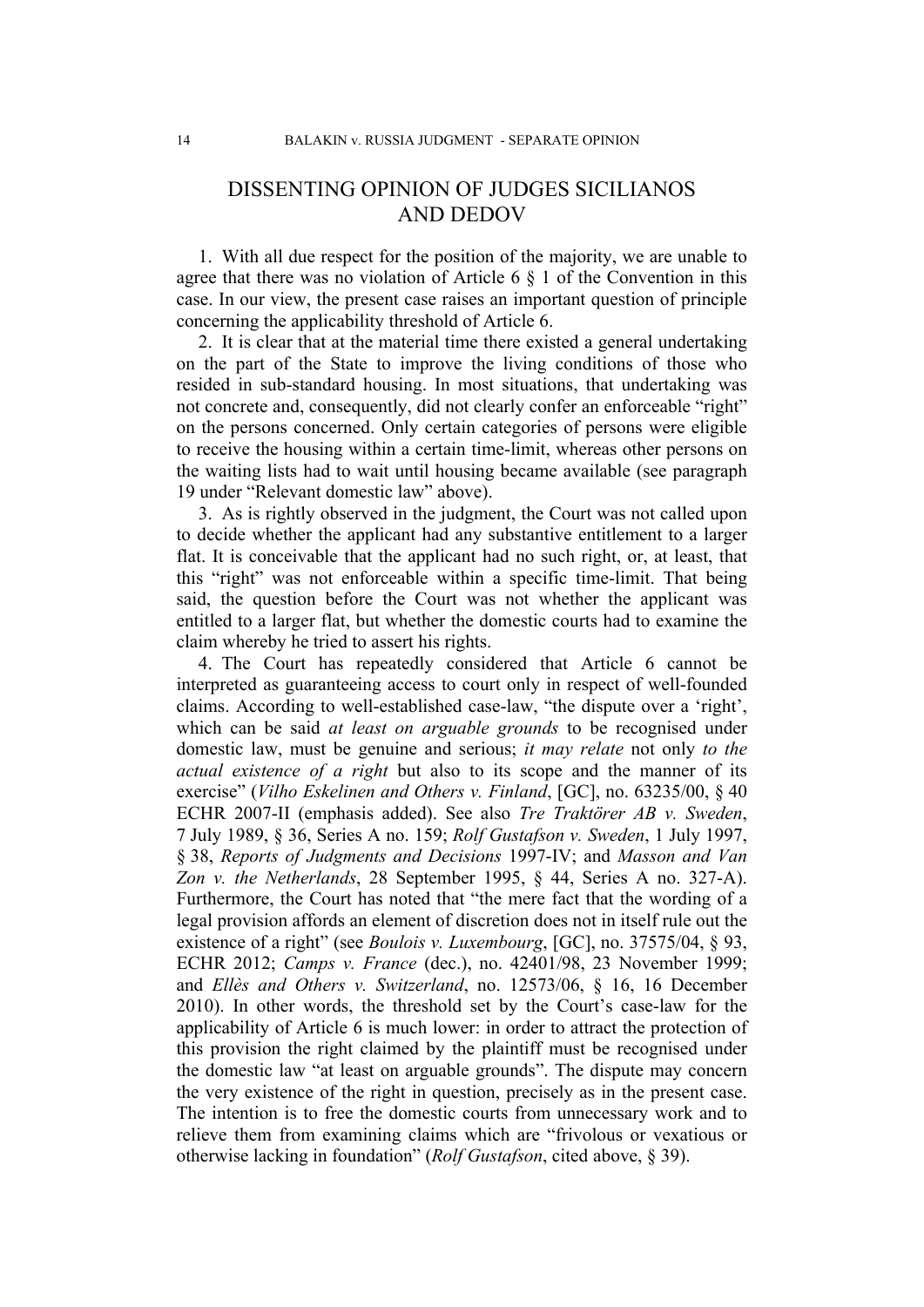# DISSENTING OPINION OF JUDGES SICILIANOS AND DEDOV

1. With all due respect for the position of the majority, we are unable to agree that there was no violation of Article 6 § 1 of the Convention in this case. In our view, the present case raises an important question of principle concerning the applicability threshold of Article 6.

2. It is clear that at the material time there existed a general undertaking on the part of the State to improve the living conditions of those who resided in sub-standard housing. In most situations, that undertaking was not concrete and, consequently, did not clearly confer an enforceable "right" on the persons concerned. Only certain categories of persons were eligible to receive the housing within a certain time-limit, whereas other persons on the waiting lists had to wait until housing became available (see paragraph 19 under "Relevant domestic law" above).

3. As is rightly observed in the judgment, the Court was not called upon to decide whether the applicant had any substantive entitlement to a larger flat. It is conceivable that the applicant had no such right, or, at least, that this "right" was not enforceable within a specific time-limit. That being said, the question before the Court was not whether the applicant was entitled to a larger flat, but whether the domestic courts had to examine the claim whereby he tried to assert his rights.

4. The Court has repeatedly considered that Article 6 cannot be interpreted as guaranteeing access to court only in respect of well-founded claims. According to well-established case-law, "the dispute over a 'right', which can be said *at least on arguable grounds* to be recognised under domestic law, must be genuine and serious; *it may relate* not only *to the actual existence of a right* but also to its scope and the manner of its exercise" (*Vilho Eskelinen and Others v. Finland*, [GC], no. 63235/00, § 40 ECHR 2007-II (emphasis added). See also *Tre Traktörer AB v. Sweden*, 7 July 1989, § 36, Series A no. 159; *Rolf Gustafson v. Sweden*, 1 July 1997, § 38, *Reports of Judgments and Decisions* 1997-IV; and *Masson and Van Zon v. the Netherlands*, 28 September 1995, § 44, Series A no. 327-A). Furthermore, the Court has noted that "the mere fact that the wording of a legal provision affords an element of discretion does not in itself rule out the existence of a right" (see *Boulois v. Luxembourg*, [GC], no. 37575/04, § 93, ECHR 2012; *Camps v. France* (dec.), no. 42401/98, 23 November 1999; and *Ellès and Others v. Switzerland*, no. 12573/06, § 16, 16 December 2010). In other words, the threshold set by the Court's case-law for the applicability of Article 6 is much lower: in order to attract the protection of this provision the right claimed by the plaintiff must be recognised under the domestic law "at least on arguable grounds". The dispute may concern the very existence of the right in question, precisely as in the present case. The intention is to free the domestic courts from unnecessary work and to relieve them from examining claims which are "frivolous or vexatious or otherwise lacking in foundation" (*Rolf Gustafson*, cited above, § 39).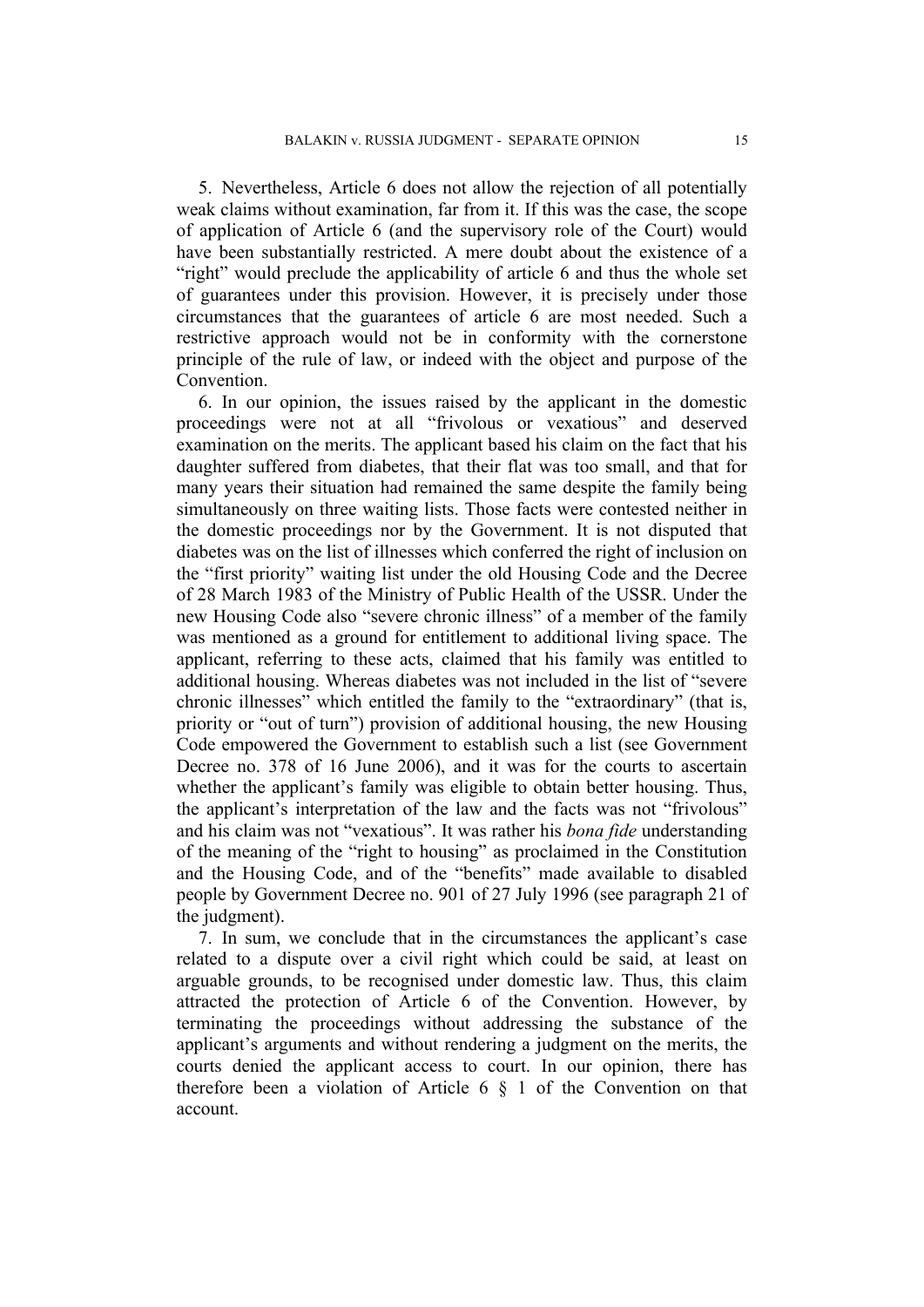5. Nevertheless, Article 6 does not allow the rejection of all potentially weak claims without examination, far from it. If this was the case, the scope of application of Article 6 (and the supervisory role of the Court) would have been substantially restricted. A mere doubt about the existence of a "right" would preclude the applicability of article 6 and thus the whole set of guarantees under this provision. However, it is precisely under those circumstances that the guarantees of article 6 are most needed. Such a restrictive approach would not be in conformity with the cornerstone principle of the rule of law, or indeed with the object and purpose of the Convention.

6. In our opinion, the issues raised by the applicant in the domestic proceedings were not at all "frivolous or vexatious" and deserved examination on the merits. The applicant based his claim on the fact that his daughter suffered from diabetes, that their flat was too small, and that for many years their situation had remained the same despite the family being simultaneously on three waiting lists. Those facts were contested neither in the domestic proceedings nor by the Government. It is not disputed that diabetes was on the list of illnesses which conferred the right of inclusion on the "first priority" waiting list under the old Housing Code and the Decree of 28 March 1983 of the Ministry of Public Health of the USSR. Under the new Housing Code also "severe chronic illness" of a member of the family was mentioned as a ground for entitlement to additional living space. The applicant, referring to these acts, claimed that his family was entitled to additional housing. Whereas diabetes was not included in the list of "severe chronic illnesses" which entitled the family to the "extraordinary" (that is, priority or "out of turn") provision of additional housing, the new Housing Code empowered the Government to establish such a list (see Government Decree no. 378 of 16 June 2006), and it was for the courts to ascertain whether the applicant's family was eligible to obtain better housing. Thus, the applicant's interpretation of the law and the facts was not "frivolous" and his claim was not "vexatious". It was rather his *bona fide* understanding of the meaning of the "right to housing" as proclaimed in the Constitution and the Housing Code, and of the "benefits" made available to disabled people by Government Decree no. 901 of 27 July 1996 (see paragraph 21 of the judgment).

7. In sum, we conclude that in the circumstances the applicant's case related to a dispute over a civil right which could be said, at least on arguable grounds, to be recognised under domestic law. Thus, this claim attracted the protection of Article 6 of the Convention. However, by terminating the proceedings without addressing the substance of the applicant's arguments and without rendering a judgment on the merits, the courts denied the applicant access to court. In our opinion, there has therefore been a violation of Article 6 § 1 of the Convention on that account.